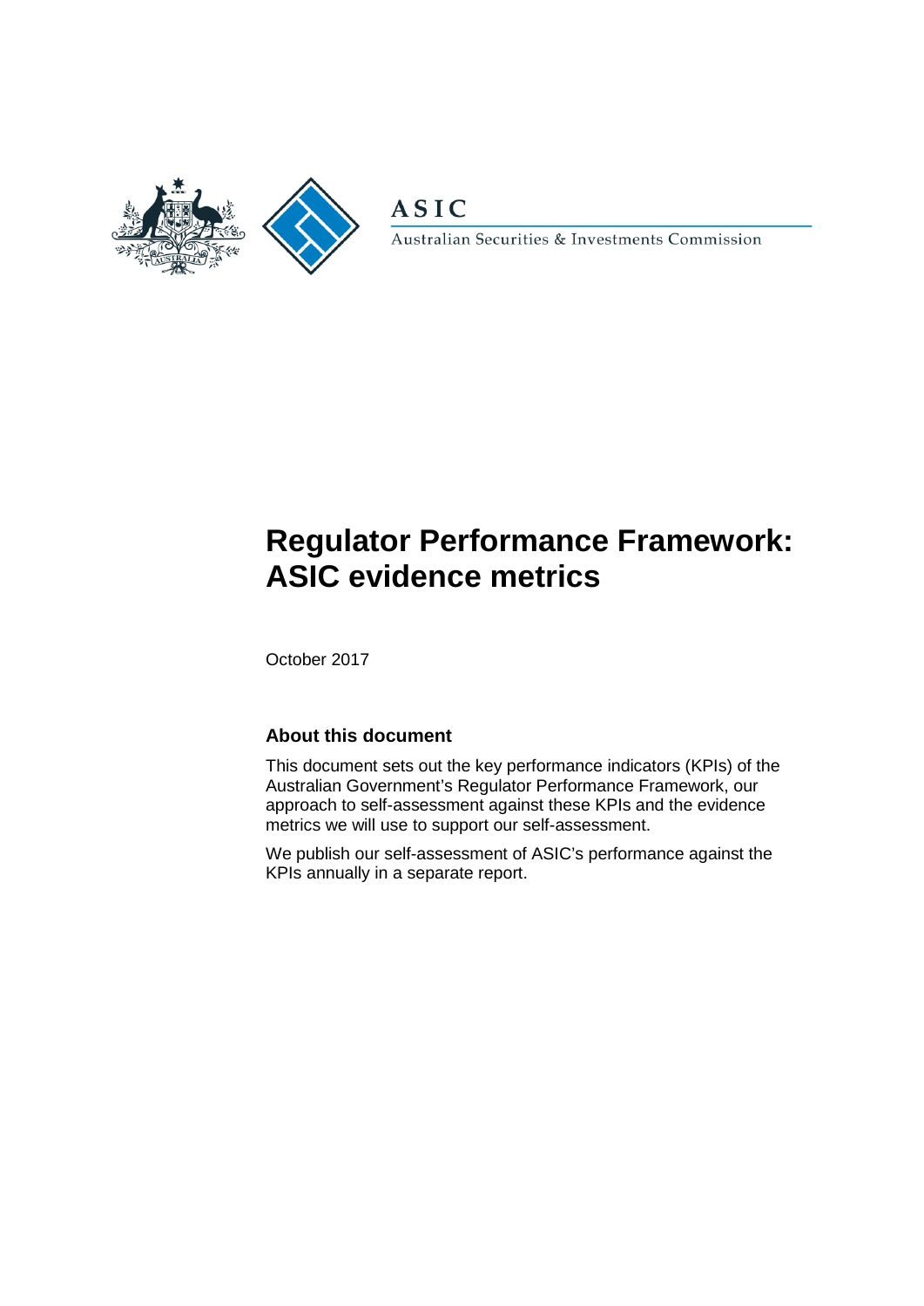ASIC

Australian Securities & Investments Commission

# Regulator Performance Framework: ASIC evidence metrics

October 2017

### About this document

This document sets out the key performance indicators (KPIs) of the Australian Government's Regulator Performance Framework, our approach to self-assessment against these KPIs and the evidence metrics we will use to support our self-assessment.

We publish our self-assessment of ASIC's performance against the KPIs annually in a separate report.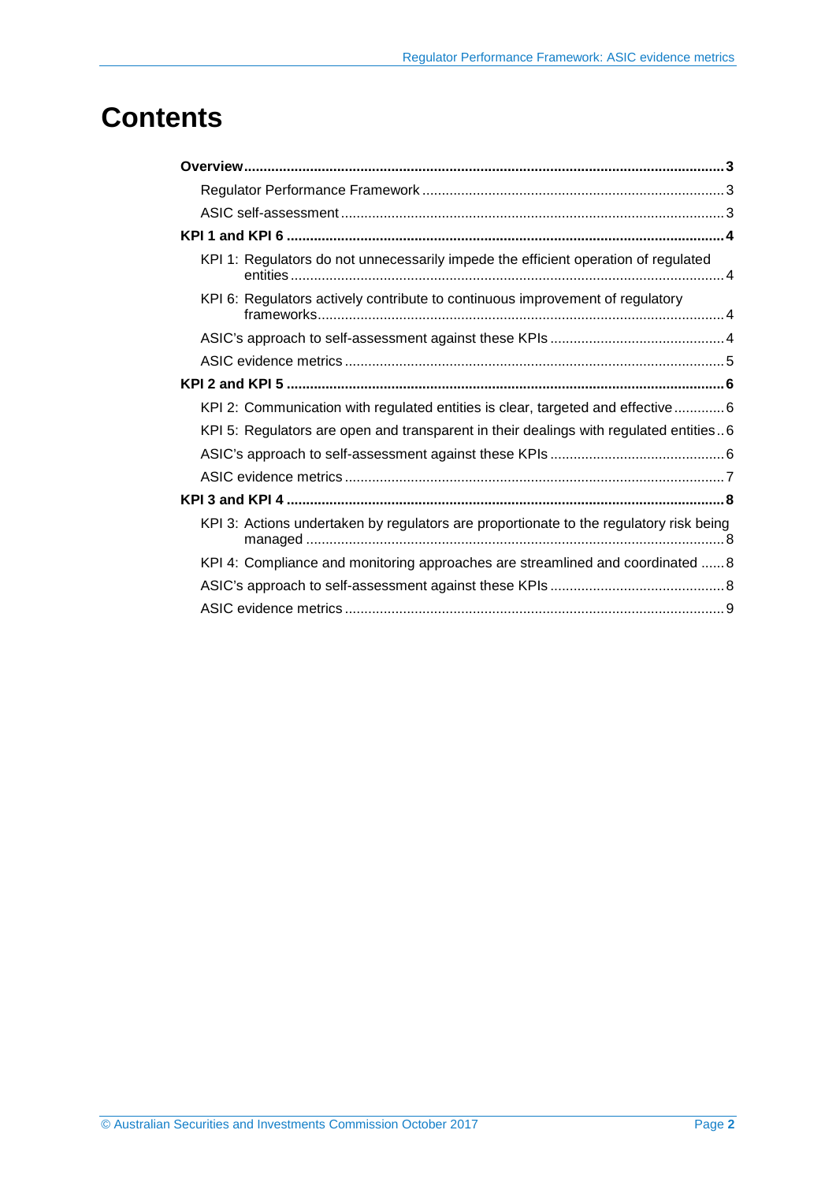# Contents

**Overview** ..... **3**

- Regulator Performance Framework ..... 3
- ASIC self-assessment ..... 3

**KPI 1 and KPI 6** ..... **4**

- KPI 1: Regulators do not unnecessarily impede the efficient operation of regulated entities ..... 4
- KPI 6: Regulators actively contribute to continuous improvement of regulatory frameworks ..... 4
- ASIC's approach to self-assessment against these KPIs ..... 4
- ASIC evidence metrics ..... 5

**KPI 2 and KPI 5** ..... **6**

- KPI 2: Communication with regulated entities is clear, targeted and effective ..... 6
- KPI 5: Regulators are open and transparent in their dealings with regulated entities ..... 6
- ASIC's approach to self-assessment against these KPIs ..... 6
- ASIC evidence metrics ..... 7

**KPI 3 and KPI 4** ..... **8**

- KPI 3: Actions undertaken by regulators are proportionate to the regulatory risk being managed ..... 8
- KPI 4: Compliance and monitoring approaches are streamlined and coordinated ..... 8
- ASIC's approach to self-assessment against these KPIs ..... 8
- ASIC evidence metrics ..... 9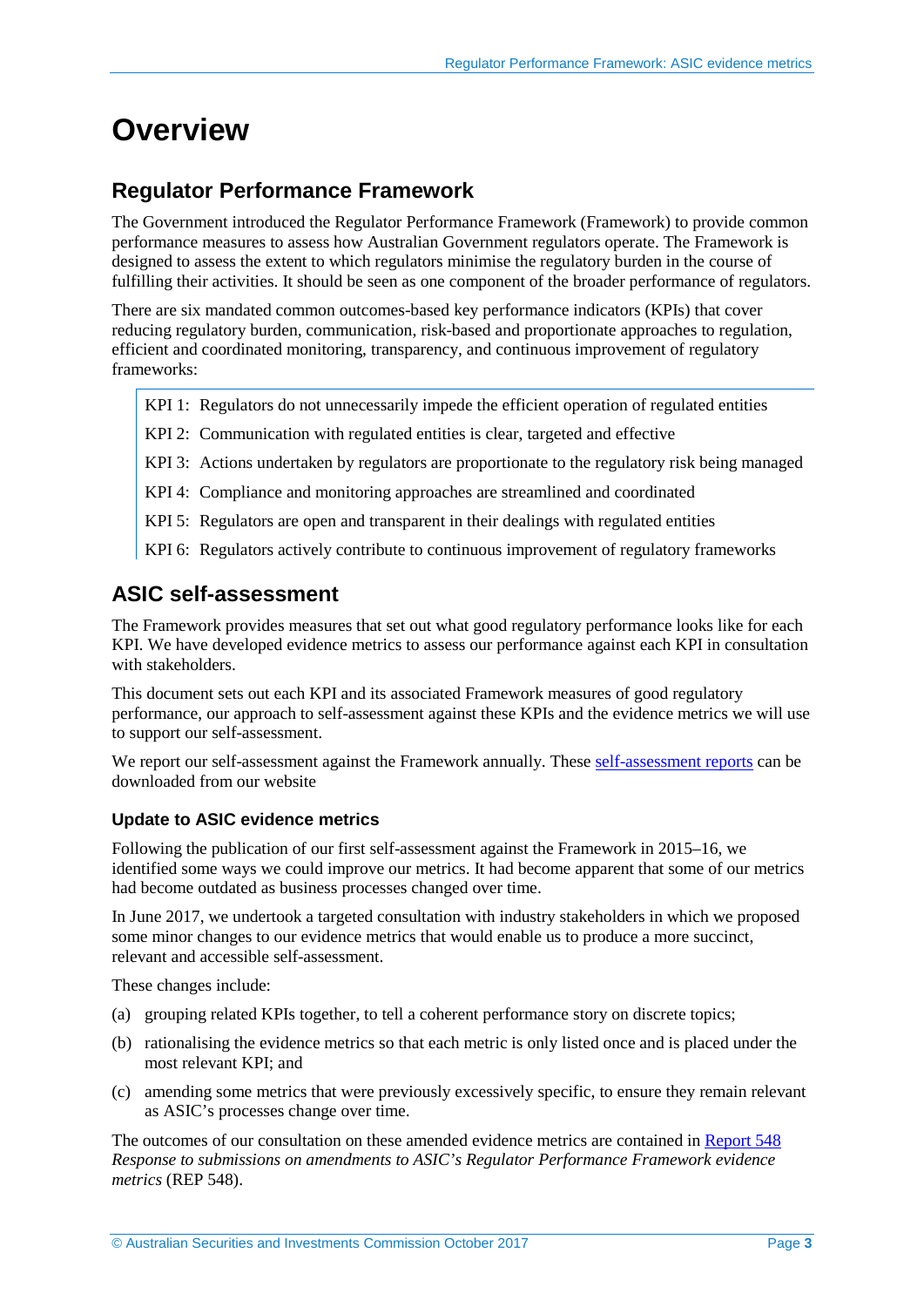# Overview

## Regulator Performance Framework

The Government introduced the Regulator Performance Framework (Framework) to provide common performance measures to assess how Australian Government regulators operate. The Framework is designed to assess the extent to which regulators minimise the regulatory burden in the course of fulfilling their activities. It should be seen as one component of the broader performance of regulators.

There are six mandated common outcomes-based key performance indicators (KPIs) that cover reducing regulatory burden, communication, risk-based and proportionate approaches to regulation, efficient and coordinated monitoring, transparency, and continuous improvement of regulatory frameworks:

> KPI 1: Regulators do not unnecessarily impede the efficient operation of regulated entities
>
> KPI 2: Communication with regulated entities is clear, targeted and effective
>
> KPI 3: Actions undertaken by regulators are proportionate to the regulatory risk being managed
>
> KPI 4: Compliance and monitoring approaches are streamlined and coordinated
>
> KPI 5: Regulators are open and transparent in their dealings with regulated entities
>
> KPI 6: Regulators actively contribute to continuous improvement of regulatory frameworks

## ASIC self-assessment

The Framework provides measures that set out what good regulatory performance looks like for each KPI. We have developed evidence metrics to assess our performance against each KPI in consultation with stakeholders.

This document sets out each KPI and its associated Framework measures of good regulatory performance, our approach to self-assessment against these KPIs and the evidence metrics we will use to support our self-assessment.

We report our self-assessment against the Framework annually. These self-assessment reports can be downloaded from our website

### Update to ASIC evidence metrics

Following the publication of our first self-assessment against the Framework in 2015–16, we identified some ways we could improve our metrics. It had become apparent that some of our metrics had become outdated as business processes changed over time.

In June 2017, we undertook a targeted consultation with industry stakeholders in which we proposed some minor changes to our evidence metrics that would enable us to produce a more succinct, relevant and accessible self-assessment.

These changes include:

(a) grouping related KPIs together, to tell a coherent performance story on discrete topics;

(b) rationalising the evidence metrics so that each metric is only listed once and is placed under the most relevant KPI; and

(c) amending some metrics that were previously excessively specific, to ensure they remain relevant as ASIC's processes change over time.

The outcomes of our consultation on these amended evidence metrics are contained in Report 548 *Response to submissions on amendments to ASIC's Regulator Performance Framework evidence metrics* (REP 548).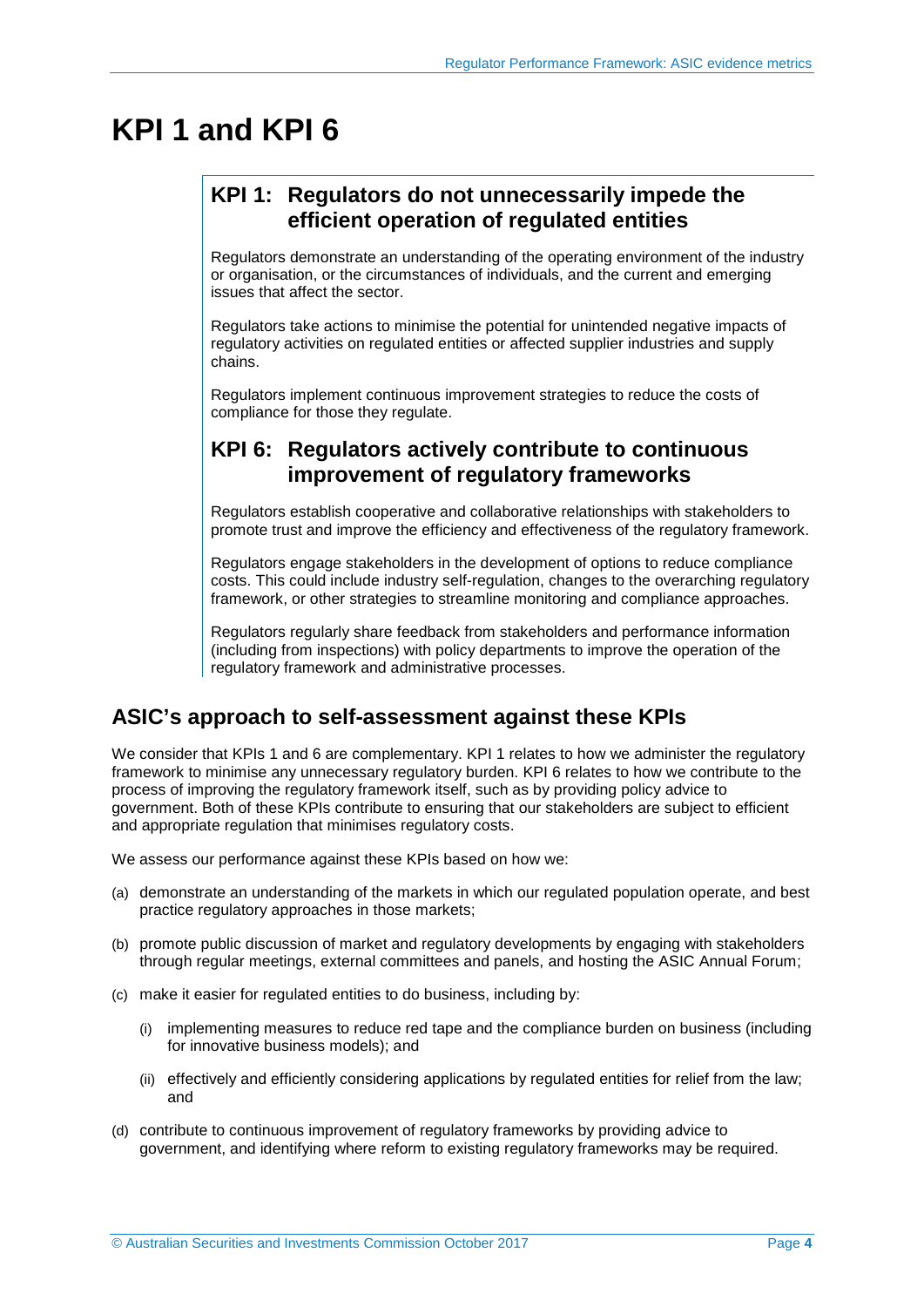# KPI 1 and KPI 6

## KPI 1: Regulators do not unnecessarily impede the efficient operation of regulated entities

Regulators demonstrate an understanding of the operating environment of the industry or organisation, or the circumstances of individuals, and the current and emerging issues that affect the sector.

Regulators take actions to minimise the potential for unintended negative impacts of regulatory activities on regulated entities or affected supplier industries and supply chains.

Regulators implement continuous improvement strategies to reduce the costs of compliance for those they regulate.

## KPI 6: Regulators actively contribute to continuous improvement of regulatory frameworks

Regulators establish cooperative and collaborative relationships with stakeholders to promote trust and improve the efficiency and effectiveness of the regulatory framework.

Regulators engage stakeholders in the development of options to reduce compliance costs. This could include industry self-regulation, changes to the overarching regulatory framework, or other strategies to streamline monitoring and compliance approaches.

Regulators regularly share feedback from stakeholders and performance information (including from inspections) with policy departments to improve the operation of the regulatory framework and administrative processes.

## ASIC's approach to self-assessment against these KPIs

We consider that KPIs 1 and 6 are complementary. KPI 1 relates to how we administer the regulatory framework to minimise any unnecessary regulatory burden. KPI 6 relates to how we contribute to the process of improving the regulatory framework itself, such as by providing policy advice to government. Both of these KPIs contribute to ensuring that our stakeholders are subject to efficient and appropriate regulation that minimises regulatory costs.

We assess our performance against these KPIs based on how we:

(a) demonstrate an understanding of the markets in which our regulated population operate, and best practice regulatory approaches in those markets;

(b) promote public discussion of market and regulatory developments by engaging with stakeholders through regular meetings, external committees and panels, and hosting the ASIC Annual Forum;

(c) make it easier for regulated entities to do business, including by:

- (i) implementing measures to reduce red tape and the compliance burden on business (including for innovative business models); and
- (ii) effectively and efficiently considering applications by regulated entities for relief from the law; and

(d) contribute to continuous improvement of regulatory frameworks by providing advice to government, and identifying where reform to existing regulatory frameworks may be required.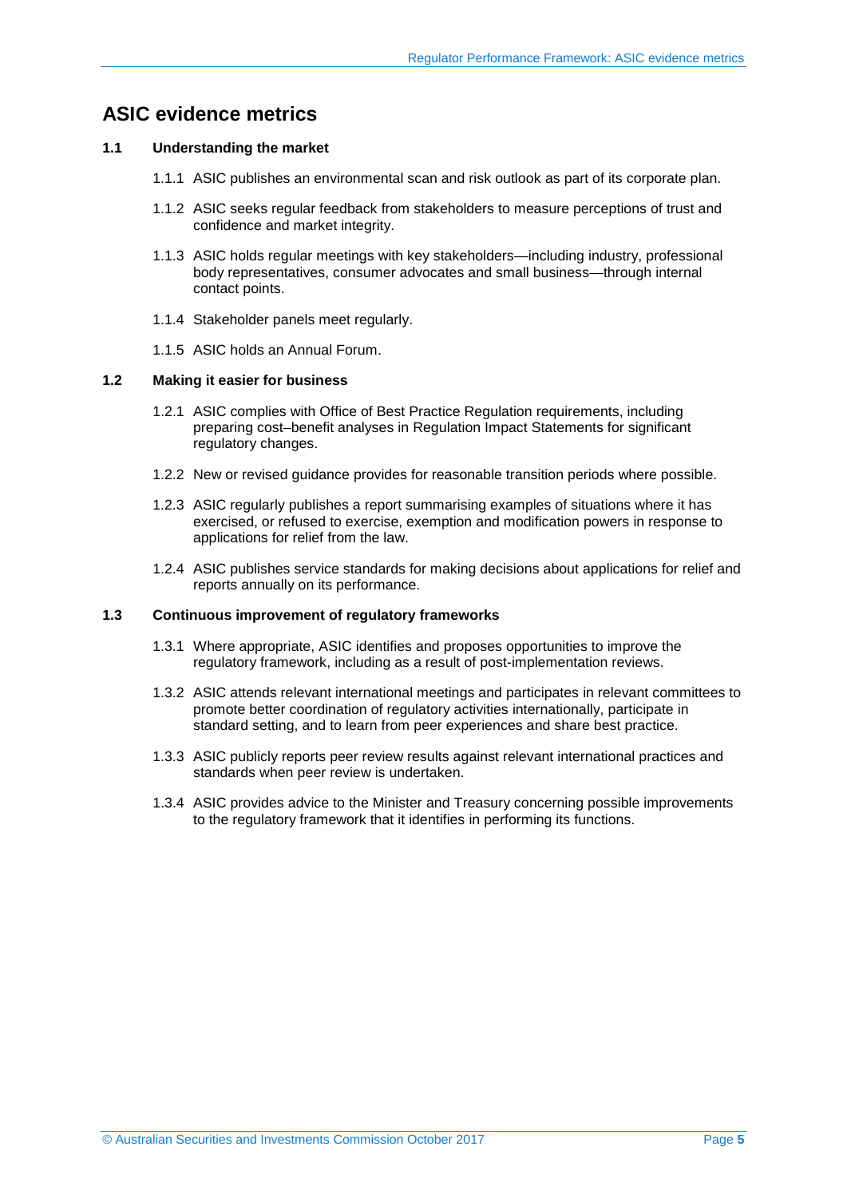# ASIC evidence metrics

### 1.1 Understanding the market

1.1.1 ASIC publishes an environmental scan and risk outlook as part of its corporate plan.

1.1.2 ASIC seeks regular feedback from stakeholders to measure perceptions of trust and confidence and market integrity.

1.1.3 ASIC holds regular meetings with key stakeholders—including industry, professional body representatives, consumer advocates and small business—through internal contact points.

1.1.4 Stakeholder panels meet regularly.

1.1.5 ASIC holds an Annual Forum.

### 1.2 Making it easier for business

1.2.1 ASIC complies with Office of Best Practice Regulation requirements, including preparing cost–benefit analyses in Regulation Impact Statements for significant regulatory changes.

1.2.2 New or revised guidance provides for reasonable transition periods where possible.

1.2.3 ASIC regularly publishes a report summarising examples of situations where it has exercised, or refused to exercise, exemption and modification powers in response to applications for relief from the law.

1.2.4 ASIC publishes service standards for making decisions about applications for relief and reports annually on its performance.

### 1.3 Continuous improvement of regulatory frameworks

1.3.1 Where appropriate, ASIC identifies and proposes opportunities to improve the regulatory framework, including as a result of post-implementation reviews.

1.3.2 ASIC attends relevant international meetings and participates in relevant committees to promote better coordination of regulatory activities internationally, participate in standard setting, and to learn from peer experiences and share best practice.

1.3.3 ASIC publicly reports peer review results against relevant international practices and standards when peer review is undertaken.

1.3.4 ASIC provides advice to the Minister and Treasury concerning possible improvements to the regulatory framework that it identifies in performing its functions.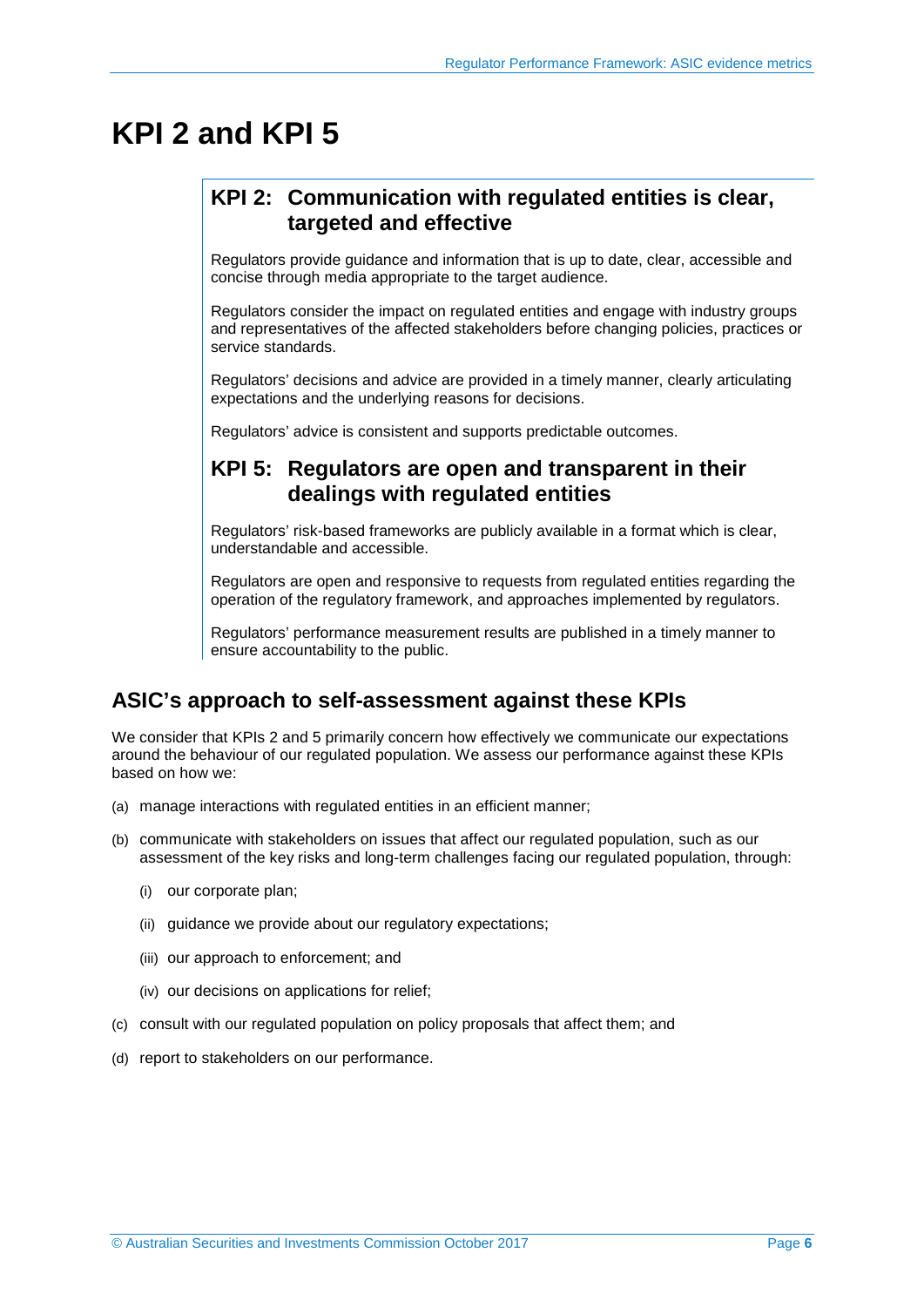# KPI 2 and KPI 5

## KPI 2: Communication with regulated entities is clear, targeted and effective

Regulators provide guidance and information that is up to date, clear, accessible and concise through media appropriate to the target audience.

Regulators consider the impact on regulated entities and engage with industry groups and representatives of the affected stakeholders before changing policies, practices or service standards.

Regulators' decisions and advice are provided in a timely manner, clearly articulating expectations and the underlying reasons for decisions.

Regulators' advice is consistent and supports predictable outcomes.

## KPI 5: Regulators are open and transparent in their dealings with regulated entities

Regulators' risk-based frameworks are publicly available in a format which is clear, understandable and accessible.

Regulators are open and responsive to requests from regulated entities regarding the operation of the regulatory framework, and approaches implemented by regulators.

Regulators' performance measurement results are published in a timely manner to ensure accountability to the public.

## ASIC's approach to self-assessment against these KPIs

We consider that KPIs 2 and 5 primarily concern how effectively we communicate our expectations around the behaviour of our regulated population. We assess our performance against these KPIs based on how we:

(a) manage interactions with regulated entities in an efficient manner;

(b) communicate with stakeholders on issues that affect our regulated population, such as our assessment of the key risks and long-term challenges facing our regulated population, through:

- (i) our corporate plan;
- (ii) guidance we provide about our regulatory expectations;
- (iii) our approach to enforcement; and
- (iv) our decisions on applications for relief;

(c) consult with our regulated population on policy proposals that affect them; and

(d) report to stakeholders on our performance.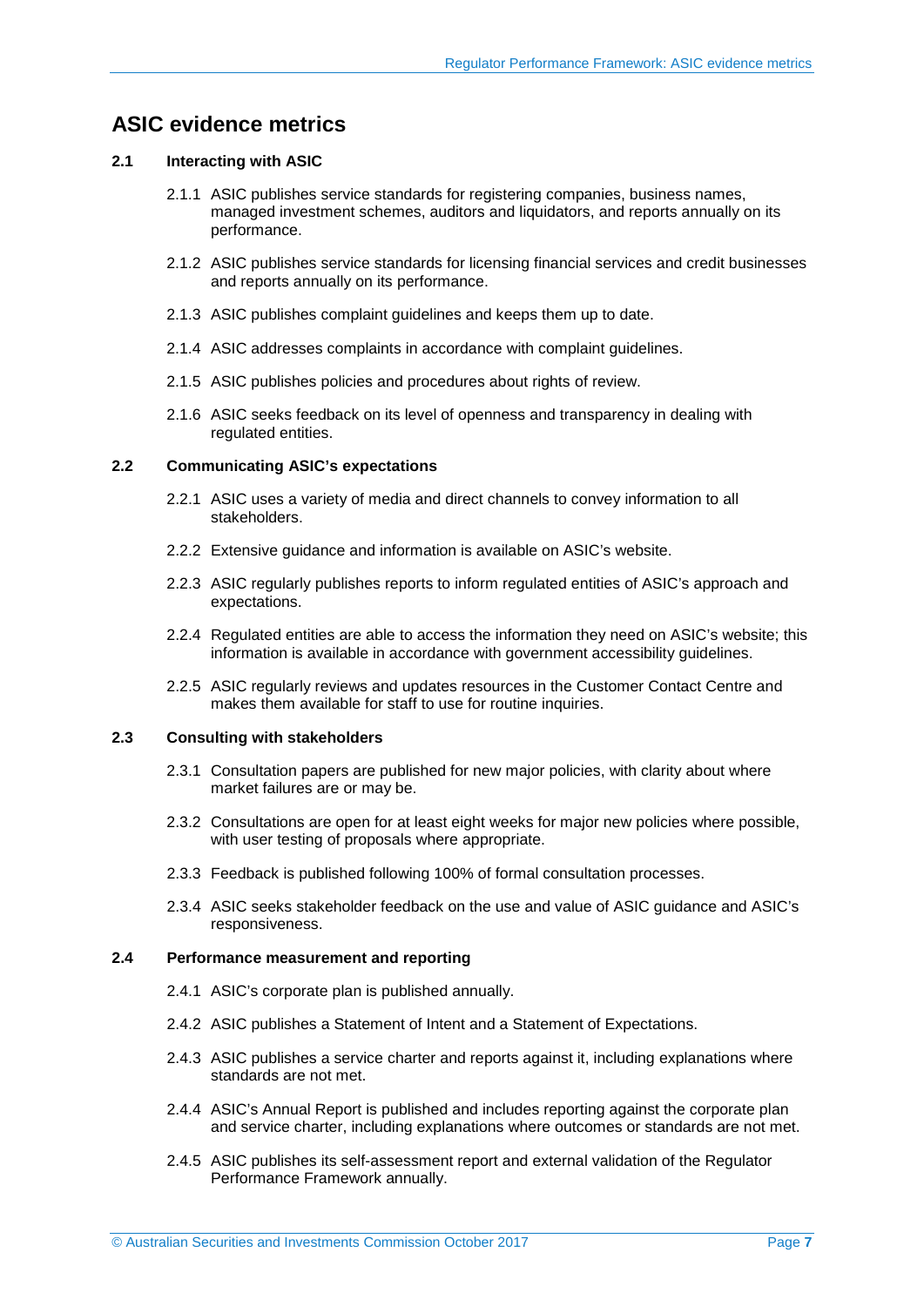# ASIC evidence metrics

## 2.1 Interacting with ASIC

2.1.1 ASIC publishes service standards for registering companies, business names, managed investment schemes, auditors and liquidators, and reports annually on its performance.

2.1.2 ASIC publishes service standards for licensing financial services and credit businesses and reports annually on its performance.

2.1.3 ASIC publishes complaint guidelines and keeps them up to date.

2.1.4 ASIC addresses complaints in accordance with complaint guidelines.

2.1.5 ASIC publishes policies and procedures about rights of review.

2.1.6 ASIC seeks feedback on its level of openness and transparency in dealing with regulated entities.

## 2.2 Communicating ASIC's expectations

2.2.1 ASIC uses a variety of media and direct channels to convey information to all stakeholders.

2.2.2 Extensive guidance and information is available on ASIC's website.

2.2.3 ASIC regularly publishes reports to inform regulated entities of ASIC's approach and expectations.

2.2.4 Regulated entities are able to access the information they need on ASIC's website; this information is available in accordance with government accessibility guidelines.

2.2.5 ASIC regularly reviews and updates resources in the Customer Contact Centre and makes them available for staff to use for routine inquiries.

## 2.3 Consulting with stakeholders

2.3.1 Consultation papers are published for new major policies, with clarity about where market failures are or may be.

2.3.2 Consultations are open for at least eight weeks for major new policies where possible, with user testing of proposals where appropriate.

2.3.3 Feedback is published following 100% of formal consultation processes.

2.3.4 ASIC seeks stakeholder feedback on the use and value of ASIC guidance and ASIC's responsiveness.

## 2.4 Performance measurement and reporting

2.4.1 ASIC's corporate plan is published annually.

2.4.2 ASIC publishes a Statement of Intent and a Statement of Expectations.

2.4.3 ASIC publishes a service charter and reports against it, including explanations where standards are not met.

2.4.4 ASIC's Annual Report is published and includes reporting against the corporate plan and service charter, including explanations where outcomes or standards are not met.

2.4.5 ASIC publishes its self-assessment report and external validation of the Regulator Performance Framework annually.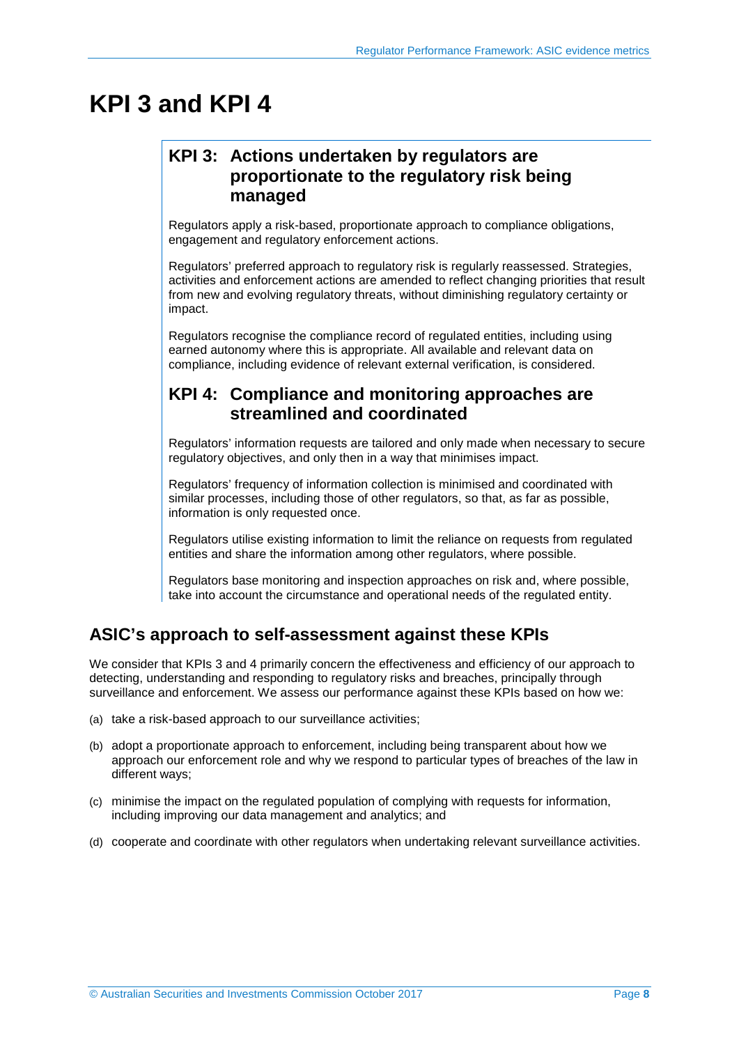# KPI 3 and KPI 4

## KPI 3: Actions undertaken by regulators are proportionate to the regulatory risk being managed

Regulators apply a risk-based, proportionate approach to compliance obligations, engagement and regulatory enforcement actions.

Regulators' preferred approach to regulatory risk is regularly reassessed. Strategies, activities and enforcement actions are amended to reflect changing priorities that result from new and evolving regulatory threats, without diminishing regulatory certainty or impact.

Regulators recognise the compliance record of regulated entities, including using earned autonomy where this is appropriate. All available and relevant data on compliance, including evidence of relevant external verification, is considered.

## KPI 4: Compliance and monitoring approaches are streamlined and coordinated

Regulators' information requests are tailored and only made when necessary to secure regulatory objectives, and only then in a way that minimises impact.

Regulators' frequency of information collection is minimised and coordinated with similar processes, including those of other regulators, so that, as far as possible, information is only requested once.

Regulators utilise existing information to limit the reliance on requests from regulated entities and share the information among other regulators, where possible.

Regulators base monitoring and inspection approaches on risk and, where possible, take into account the circumstance and operational needs of the regulated entity.

## ASIC's approach to self-assessment against these KPIs

We consider that KPIs 3 and 4 primarily concern the effectiveness and efficiency of our approach to detecting, understanding and responding to regulatory risks and breaches, principally through surveillance and enforcement. We assess our performance against these KPIs based on how we:

(a) take a risk-based approach to our surveillance activities;

(b) adopt a proportionate approach to enforcement, including being transparent about how we approach our enforcement role and why we respond to particular types of breaches of the law in different ways;

(c) minimise the impact on the regulated population of complying with requests for information, including improving our data management and analytics; and

(d) cooperate and coordinate with other regulators when undertaking relevant surveillance activities.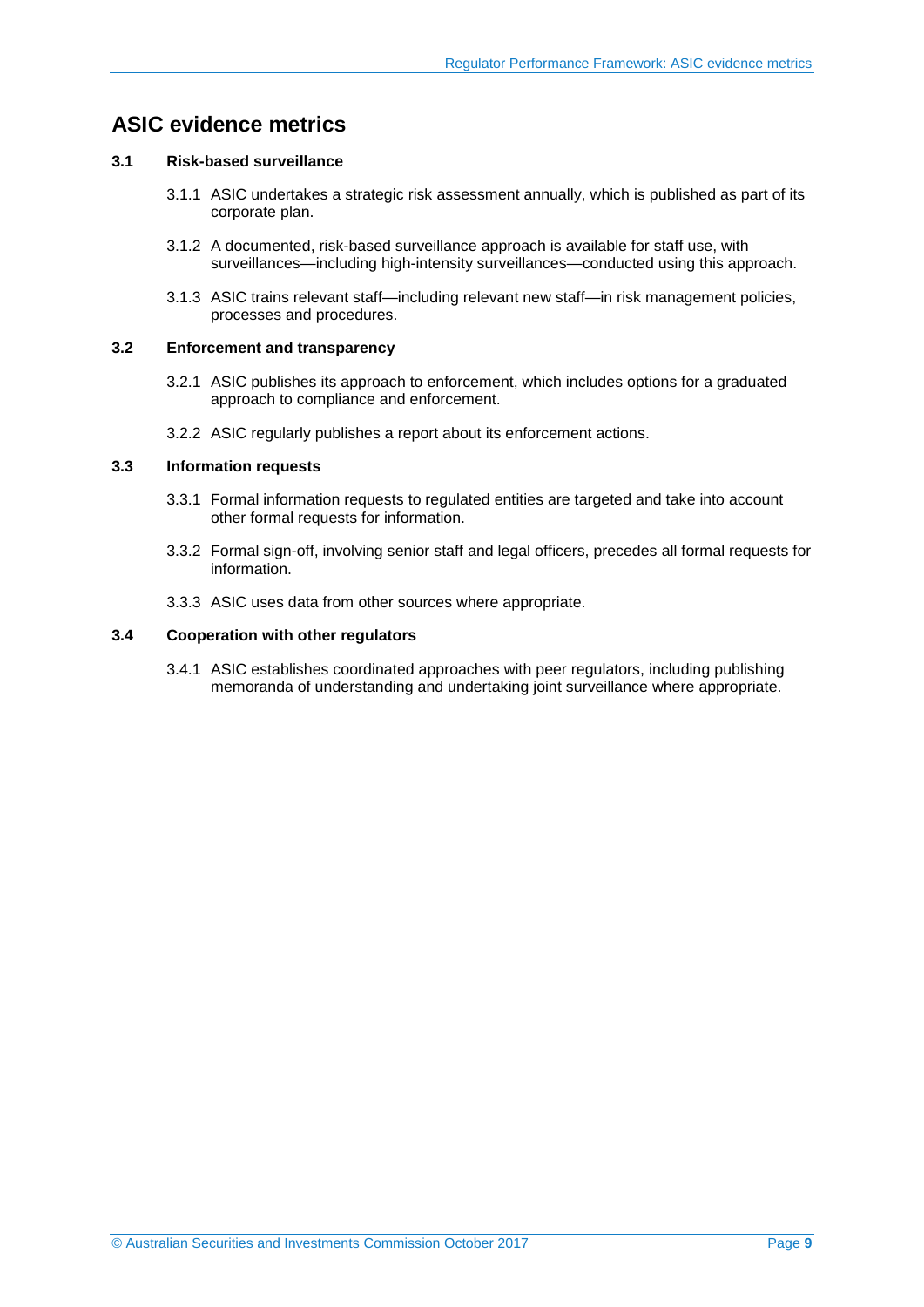## ASIC evidence metrics

### 3.1 Risk-based surveillance

3.1.1 ASIC undertakes a strategic risk assessment annually, which is published as part of its corporate plan.

3.1.2 A documented, risk-based surveillance approach is available for staff use, with surveillances—including high-intensity surveillances—conducted using this approach.

3.1.3 ASIC trains relevant staff—including relevant new staff—in risk management policies, processes and procedures.

### 3.2 Enforcement and transparency

3.2.1 ASIC publishes its approach to enforcement, which includes options for a graduated approach to compliance and enforcement.

3.2.2 ASIC regularly publishes a report about its enforcement actions.

### 3.3 Information requests

3.3.1 Formal information requests to regulated entities are targeted and take into account other formal requests for information.

3.3.2 Formal sign-off, involving senior staff and legal officers, precedes all formal requests for information.

3.3.3 ASIC uses data from other sources where appropriate.

### 3.4 Cooperation with other regulators

3.4.1 ASIC establishes coordinated approaches with peer regulators, including publishing memoranda of understanding and undertaking joint surveillance where appropriate.